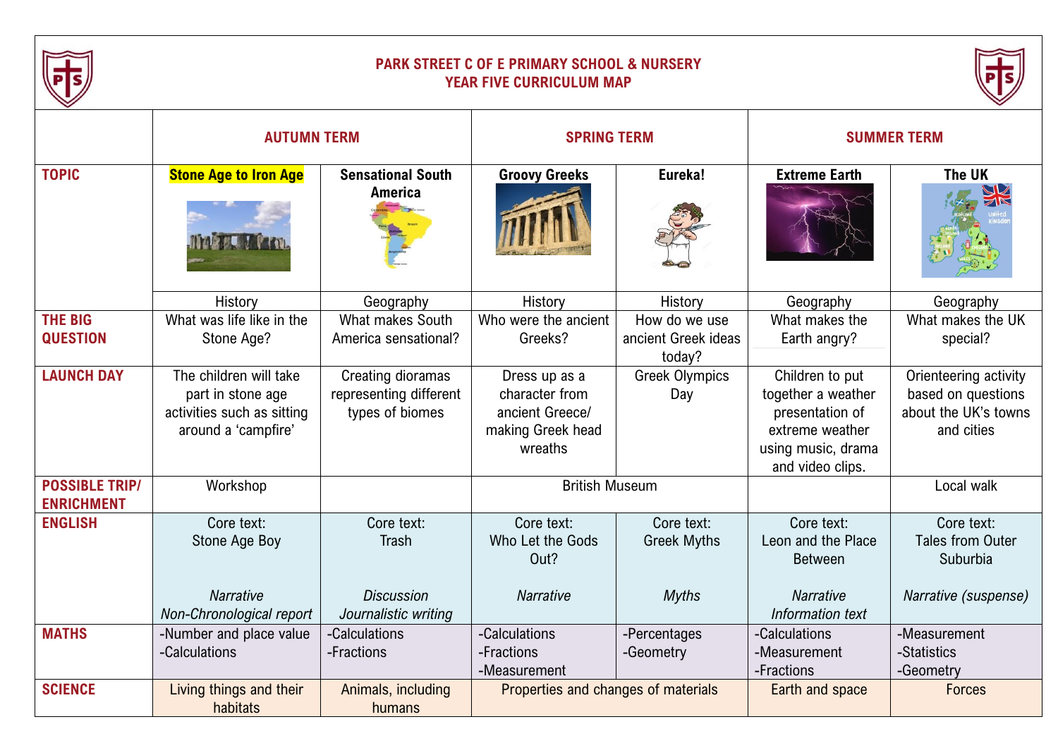# PARK STREET C OF E PRIMARY SCHOOL & NURSERY
## YEAR FIVE CURRICULUM MAP

| | AUTUMN TERM | | SPRING TERM | | SUMMER TERM | |
|---|---|---|---|---|---|---|
| **TOPIC** | **Stone Age to Iron Age** | **Sensational South America** | **Groovy Greeks** | **Eureka!** | **Extreme Earth** | **The UK** |
| | History | Geography | History | History | Geography | Geography |
| **THE BIG QUESTION** | What was life like in the Stone Age? | What makes South America sensational? | Who were the ancient Greeks? | How do we use ancient Greek ideas today? | What makes the Earth angry? | What makes the UK special? |
| **LAUNCH DAY** | The children will take part in stone age activities such as sitting around a 'campfire' | Creating dioramas representing different types of biomes | Dress up as a character from ancient Greece/ making Greek head wreaths | Greek Olympics Day | Children to put together a weather presentation of extreme weather using music, drama and video clips. | Orienteering activity based on questions about the UK's towns and cities |
| **POSSIBLE TRIP/ ENRICHMENT** | Workshop | | British Museum | | | Local walk |
| **ENGLISH** | Core text: Stone Age Boy<br><br>*Narrative*<br>*Non-Chronological report* | Core text: Trash<br><br>*Discussion*<br>*Journalistic writing* | Core text: Who Let the Gods Out?<br><br>*Narrative* | Core text: Greek Myths<br><br>*Myths* | Core text: Leon and the Place Between<br><br>*Narrative*<br>*Information text* | Core text: Tales from Outer Suburbia<br><br>*Narrative (suspense)* |
| **MATHS** | -Number and place value<br>-Calculations | -Calculations<br>-Fractions | -Calculations<br>-Fractions<br>-Measurement | -Percentages<br>-Geometry | -Calculations<br>-Measurement<br>-Fractions | -Measurement<br>-Statistics<br>-Geometry |
| **SCIENCE** | Living things and their habitats | Animals, including humans | Properties and changes of materials | | Earth and space | Forces |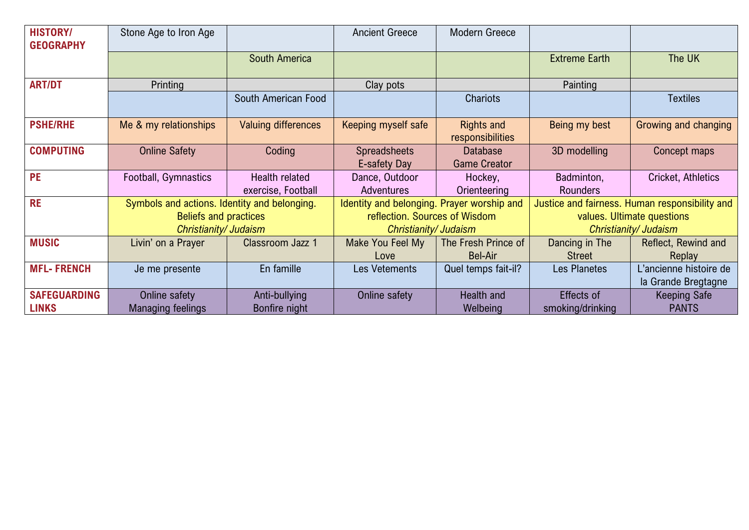| | | | | | | |
|---|---|---|---|---|---|---|
| **HISTORY/ GEOGRAPHY** | Stone Age to Iron Age | | Ancient Greece | Modern Greece | | |
| | | South America | | | Extreme Earth | The UK |
| **ART/DT** | Printing | | Clay pots | | Painting | |
| | | South American Food | | Chariots | | Textiles |
| **PSHE/RHE** | Me & my relationships | Valuing differences | Keeping myself safe | Rights and responsibilities | Being my best | Growing and changing |
| **COMPUTING** | Online Safety | Coding | Spreadsheets<br>E-safety Day | Database<br>Game Creator | 3D modelling | Concept maps |
| **PE** | Football, Gymnastics | Health related exercise, Football | Dance, Outdoor Adventures | Hockey, Orienteering | Badminton, Rounders | Cricket, Athletics |
| **RE** | Symbols and actions. Identity and belonging. Beliefs and practices *Christianity/ Judaism* | | Identity and belonging. Prayer worship and reflection. Sources of Wisdom *Christianity/ Judaism* | | Justice and fairness. Human responsibility and values. Ultimate questions *Christianity/ Judaism* | |
| **MUSIC** | Livin' on a Prayer | Classroom Jazz 1 | Make You Feel My Love | The Fresh Prince of Bel-Air | Dancing in The Street | Reflect, Rewind and Replay |
| **MFL- FRENCH** | Je me presente | En famille | Les Vetements | Quel temps fait-il? | Les Planetes | L'ancienne histoire de la Grande Bregtagne |
| **SAFEGUARDING LINKS** | Online safety<br>Managing feelings | Anti-bullying<br>Bonfire night | Online safety | Health and Welbeing | Effects of smoking/drinking | Keeping Safe<br>PANTS |